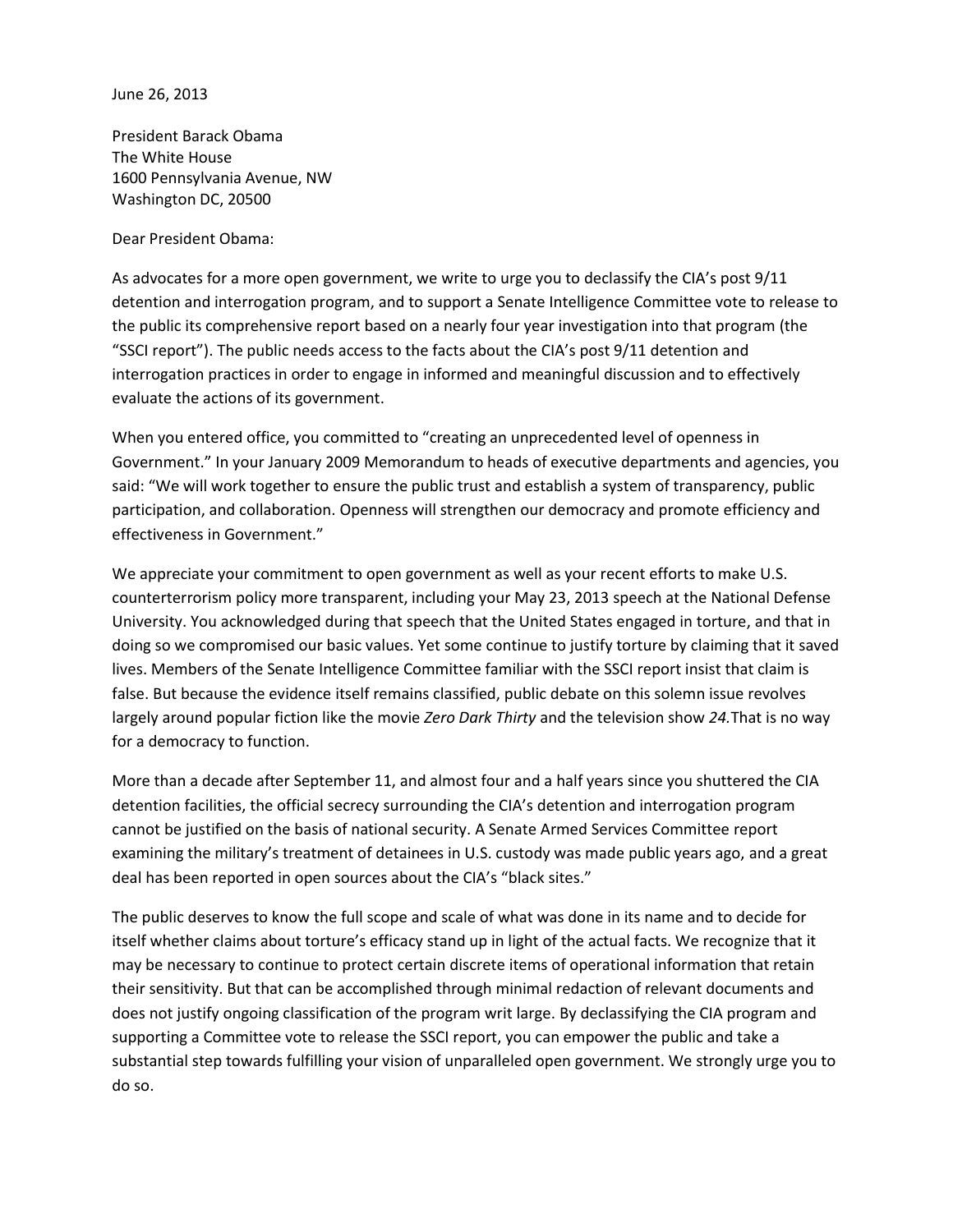June 26, 2013

President Barack Obama
The White House
1600 Pennsylvania Avenue, NW
Washington DC, 20500

Dear President Obama:

As advocates for a more open government, we write to urge you to declassify the CIA's post 9/11 detention and interrogation program, and to support a Senate Intelligence Committee vote to release to the public its comprehensive report based on a nearly four year investigation into that program (the "SSCI report"). The public needs access to the facts about the CIA's post 9/11 detention and interrogation practices in order to engage in informed and meaningful discussion and to effectively evaluate the actions of its government.

When you entered office, you committed to "creating an unprecedented level of openness in Government." In your January 2009 Memorandum to heads of executive departments and agencies, you said: "We will work together to ensure the public trust and establish a system of transparency, public participation, and collaboration. Openness will strengthen our democracy and promote efficiency and effectiveness in Government."

We appreciate your commitment to open government as well as your recent efforts to make U.S. counterterrorism policy more transparent, including your May 23, 2013 speech at the National Defense University. You acknowledged during that speech that the United States engaged in torture, and that in doing so we compromised our basic values. Yet some continue to justify torture by claiming that it saved lives. Members of the Senate Intelligence Committee familiar with the SSCI report insist that claim is false. But because the evidence itself remains classified, public debate on this solemn issue revolves largely around popular fiction like the movie *Zero Dark Thirty* and the television show *24.*That is no way for a democracy to function.

More than a decade after September 11, and almost four and a half years since you shuttered the CIA detention facilities, the official secrecy surrounding the CIA's detention and interrogation program cannot be justified on the basis of national security. A Senate Armed Services Committee report examining the military's treatment of detainees in U.S. custody was made public years ago, and a great deal has been reported in open sources about the CIA's "black sites."

The public deserves to know the full scope and scale of what was done in its name and to decide for itself whether claims about torture's efficacy stand up in light of the actual facts. We recognize that it may be necessary to continue to protect certain discrete items of operational information that retain their sensitivity. But that can be accomplished through minimal redaction of relevant documents and does not justify ongoing classification of the program writ large. By declassifying the CIA program and supporting a Committee vote to release the SSCI report, you can empower the public and take a substantial step towards fulfilling your vision of unparalleled open government. We strongly urge you to do so.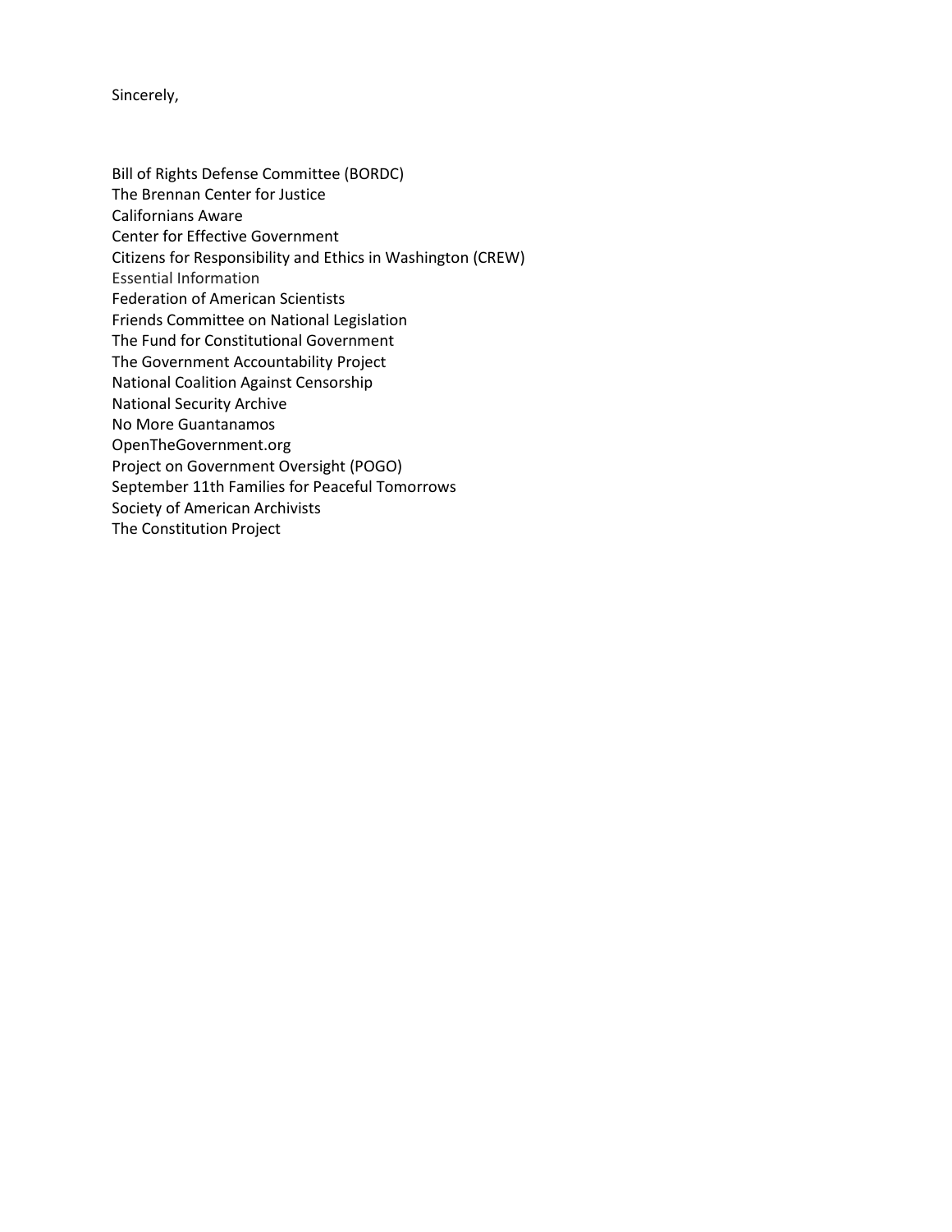Sincerely,

Bill of Rights Defense Committee (BORDC)
The Brennan Center for Justice
Californians Aware
Center for Effective Government
Citizens for Responsibility and Ethics in Washington (CREW)
Essential Information
Federation of American Scientists
Friends Committee on National Legislation
The Fund for Constitutional Government
The Government Accountability Project
National Coalition Against Censorship
National Security Archive
No More Guantanamos
OpenTheGovernment.org
Project on Government Oversight (POGO)
September 11th Families for Peaceful Tomorrows
Society of American Archivists
The Constitution Project